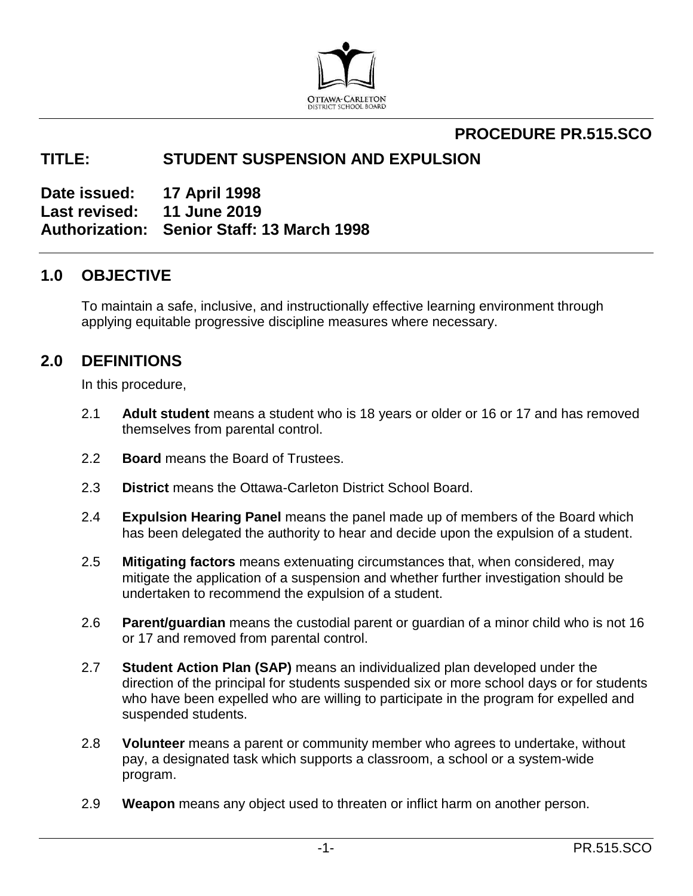OTTAWA-CARLETON DISTRICT SCHOOL BOARD

**PROCEDURE PR.515.SCO**

# TITLE: STUDENT SUSPENSION AND EXPULSION

**Date issued:** 17 April 1998
**Last revised:** 11 June 2019
**Authorization:** Senior Staff: 13 March 1998

## 1.0 OBJECTIVE

To maintain a safe, inclusive, and instructionally effective learning environment through applying equitable progressive discipline measures where necessary.

## 2.0 DEFINITIONS

In this procedure,

2.1 **Adult student** means a student who is 18 years or older or 16 or 17 and has removed themselves from parental control.

2.2 **Board** means the Board of Trustees.

2.3 **District** means the Ottawa-Carleton District School Board.

2.4 **Expulsion Hearing Panel** means the panel made up of members of the Board which has been delegated the authority to hear and decide upon the expulsion of a student.

2.5 **Mitigating factors** means extenuating circumstances that, when considered, may mitigate the application of a suspension and whether further investigation should be undertaken to recommend the expulsion of a student.

2.6 **Parent/guardian** means the custodial parent or guardian of a minor child who is not 16 or 17 and removed from parental control.

2.7 **Student Action Plan (SAP)** means an individualized plan developed under the direction of the principal for students suspended six or more school days or for students who have been expelled who are willing to participate in the program for expelled and suspended students.

2.8 **Volunteer** means a parent or community member who agrees to undertake, without pay, a designated task which supports a classroom, a school or a system-wide program.

2.9 **Weapon** means any object used to threaten or inflict harm on another person.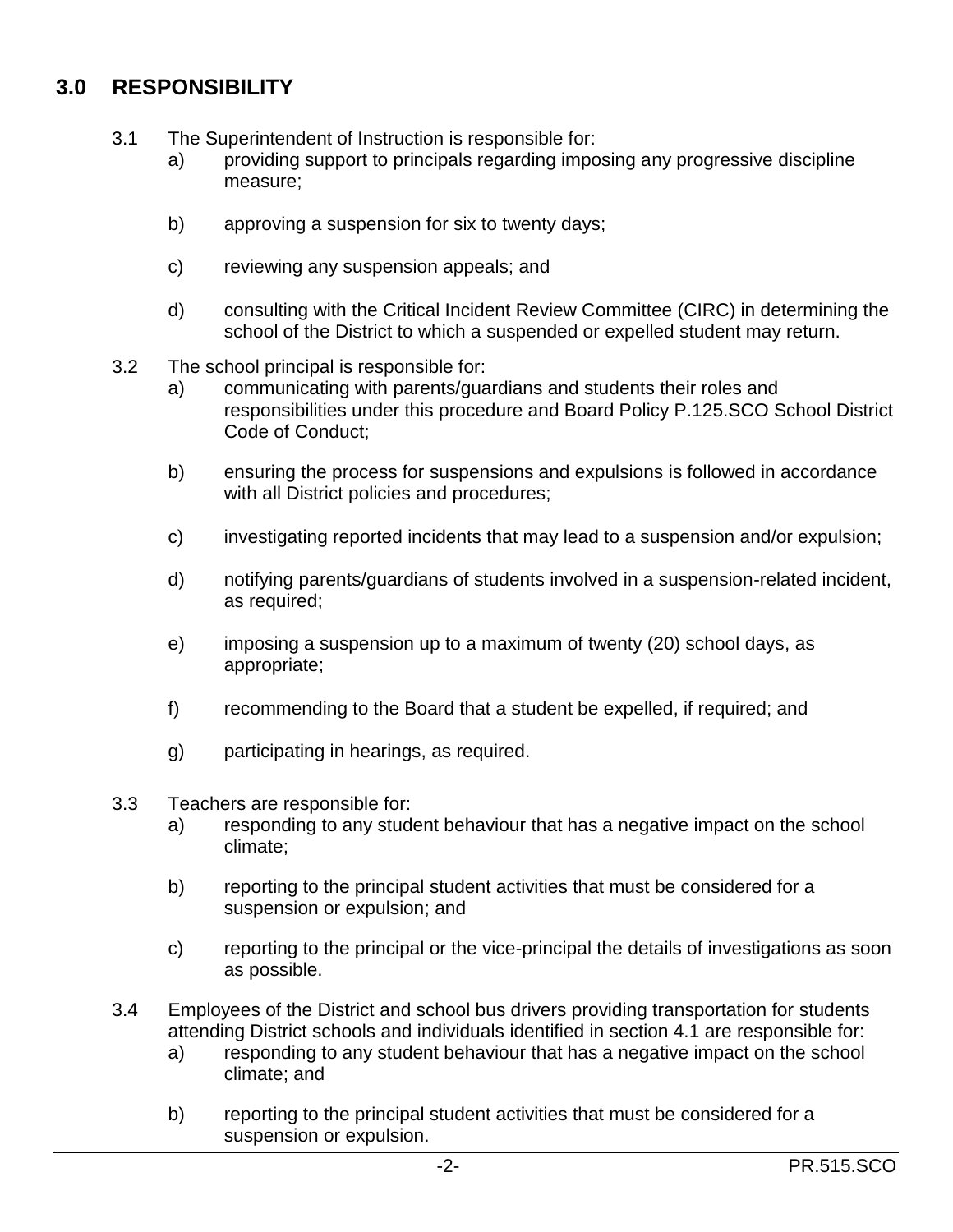## 3.0 RESPONSIBILITY

3.1 The Superintendent of Instruction is responsible for:

a) providing support to principals regarding imposing any progressive discipline measure;

b) approving a suspension for six to twenty days;

c) reviewing any suspension appeals; and

d) consulting with the Critical Incident Review Committee (CIRC) in determining the school of the District to which a suspended or expelled student may return.

3.2 The school principal is responsible for:

a) communicating with parents/guardians and students their roles and responsibilities under this procedure and Board Policy P.125.SCO School District Code of Conduct;

b) ensuring the process for suspensions and expulsions is followed in accordance with all District policies and procedures;

c) investigating reported incidents that may lead to a suspension and/or expulsion;

d) notifying parents/guardians of students involved in a suspension-related incident, as required;

e) imposing a suspension up to a maximum of twenty (20) school days, as appropriate;

f) recommending to the Board that a student be expelled, if required; and

g) participating in hearings, as required.

3.3 Teachers are responsible for:

a) responding to any student behaviour that has a negative impact on the school climate;

b) reporting to the principal student activities that must be considered for a suspension or expulsion; and

c) reporting to the principal or the vice-principal the details of investigations as soon as possible.

3.4 Employees of the District and school bus drivers providing transportation for students attending District schools and individuals identified in section 4.1 are responsible for:

a) responding to any student behaviour that has a negative impact on the school climate; and

b) reporting to the principal student activities that must be considered for a suspension or expulsion.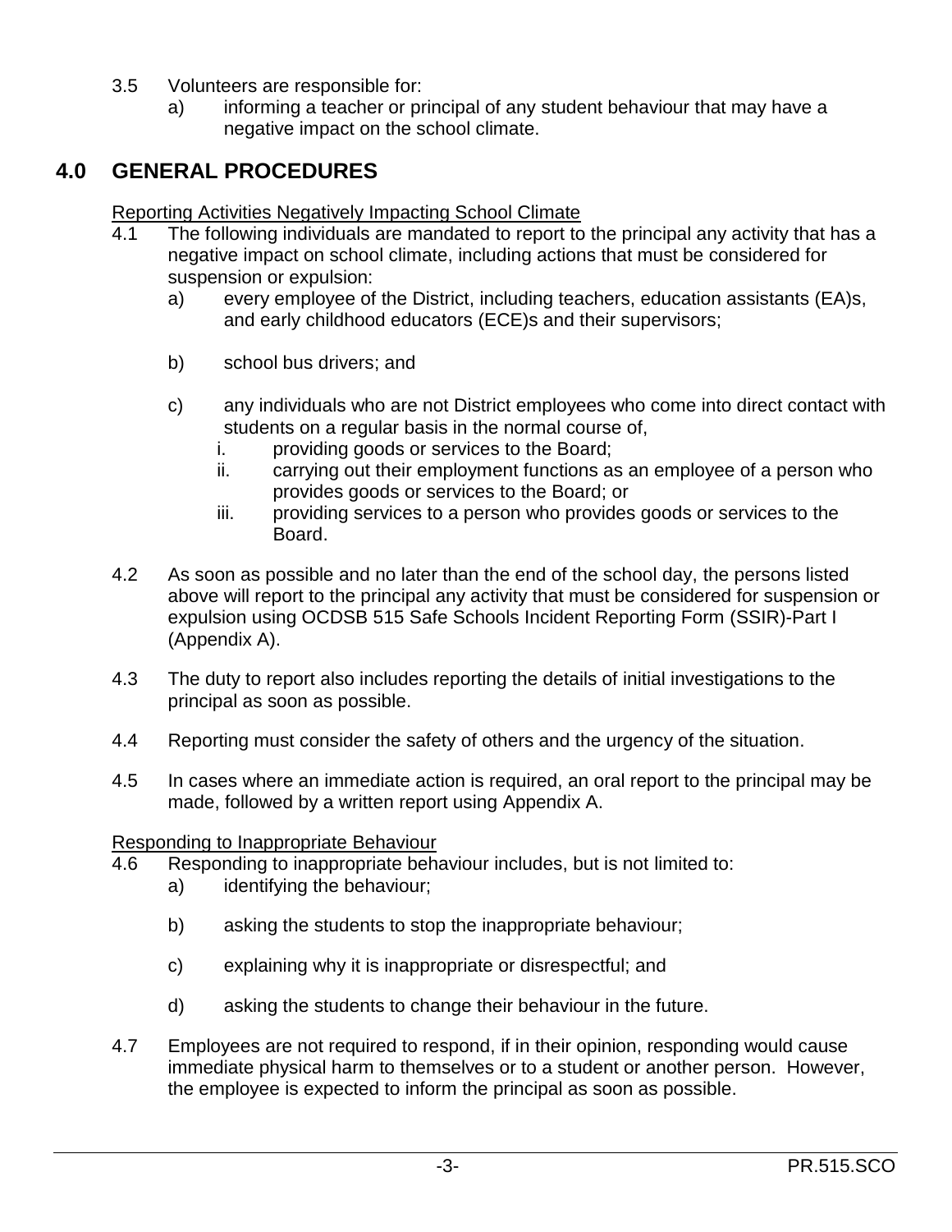3.5 Volunteers are responsible for:

a) informing a teacher or principal of any student behaviour that may have a negative impact on the school climate.

## 4.0 GENERAL PROCEDURES

Reporting Activities Negatively Impacting School Climate

4.1 The following individuals are mandated to report to the principal any activity that has a negative impact on school climate, including actions that must be considered for suspension or expulsion:

a) every employee of the District, including teachers, education assistants (EA)s, and early childhood educators (ECE)s and their supervisors;

b) school bus drivers; and

c) any individuals who are not District employees who come into direct contact with students on a regular basis in the normal course of,

i. providing goods or services to the Board;

ii. carrying out their employment functions as an employee of a person who provides goods or services to the Board; or

iii. providing services to a person who provides goods or services to the Board.

4.2 As soon as possible and no later than the end of the school day, the persons listed above will report to the principal any activity that must be considered for suspension or expulsion using OCDSB 515 Safe Schools Incident Reporting Form (SSIR)-Part I (Appendix A).

4.3 The duty to report also includes reporting the details of initial investigations to the principal as soon as possible.

4.4 Reporting must consider the safety of others and the urgency of the situation.

4.5 In cases where an immediate action is required, an oral report to the principal may be made, followed by a written report using Appendix A.

Responding to Inappropriate Behaviour

4.6 Responding to inappropriate behaviour includes, but is not limited to:

a) identifying the behaviour;

b) asking the students to stop the inappropriate behaviour;

c) explaining why it is inappropriate or disrespectful; and

d) asking the students to change their behaviour in the future.

4.7 Employees are not required to respond, if in their opinion, responding would cause immediate physical harm to themselves or to a student or another person. However, the employee is expected to inform the principal as soon as possible.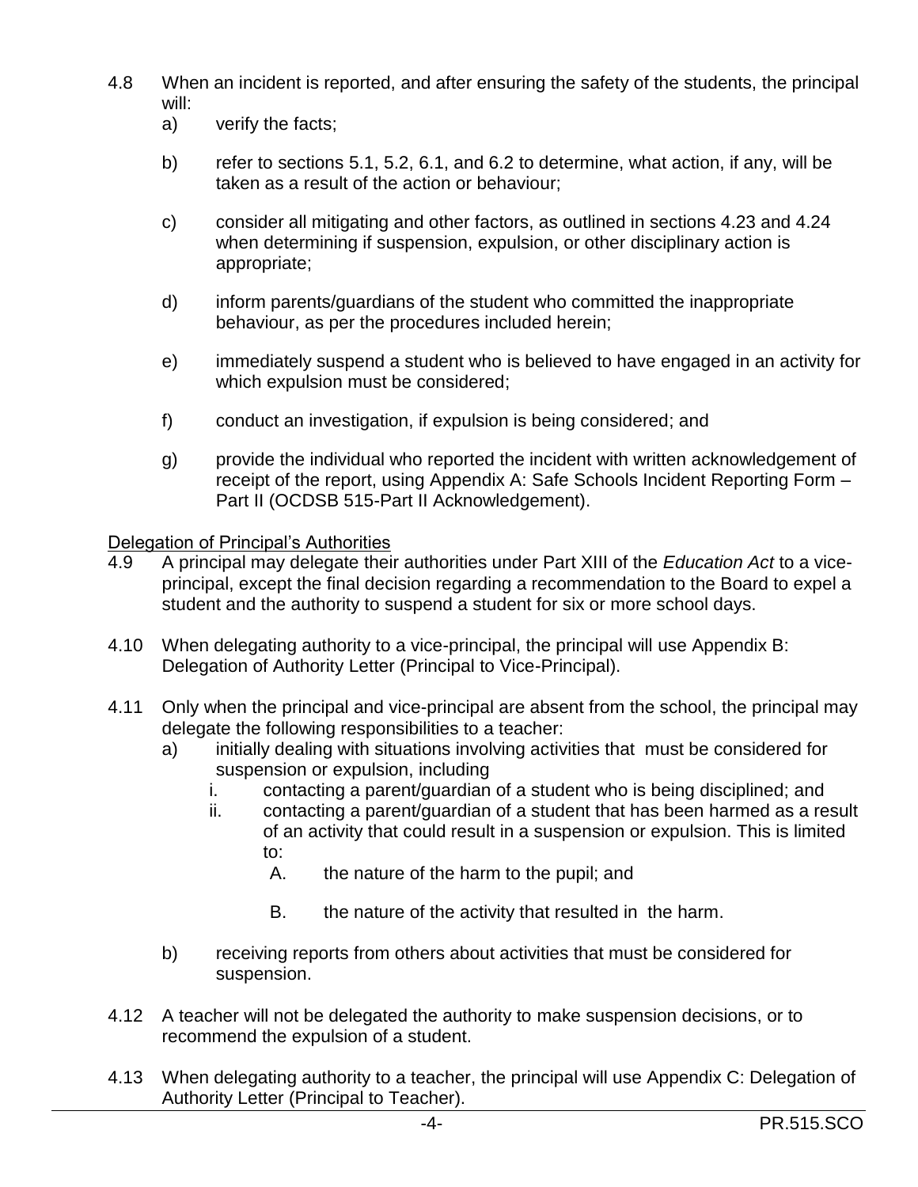4.8 When an incident is reported, and after ensuring the safety of the students, the principal will:

a) verify the facts;

b) refer to sections 5.1, 5.2, 6.1, and 6.2 to determine, what action, if any, will be taken as a result of the action or behaviour;

c) consider all mitigating and other factors, as outlined in sections 4.23 and 4.24 when determining if suspension, expulsion, or other disciplinary action is appropriate;

d) inform parents/guardians of the student who committed the inappropriate behaviour, as per the procedures included herein;

e) immediately suspend a student who is believed to have engaged in an activity for which expulsion must be considered;

f) conduct an investigation, if expulsion is being considered; and

g) provide the individual who reported the incident with written acknowledgement of receipt of the report, using Appendix A: Safe Schools Incident Reporting Form – Part II (OCDSB 515-Part II Acknowledgement).

<u>Delegation of Principal's Authorities</u>

4.9 A principal may delegate their authorities under Part XIII of the *Education Act* to a vice-principal, except the final decision regarding a recommendation to the Board to expel a student and the authority to suspend a student for six or more school days.

4.10 When delegating authority to a vice-principal, the principal will use Appendix B: Delegation of Authority Letter (Principal to Vice-Principal).

4.11 Only when the principal and vice-principal are absent from the school, the principal may delegate the following responsibilities to a teacher:

a) initially dealing with situations involving activities that must be considered for suspension or expulsion, including
   i. contacting a parent/guardian of a student who is being disciplined; and
   ii. contacting a parent/guardian of a student that has been harmed as a result of an activity that could result in a suspension or expulsion. This is limited to:
      A. the nature of the harm to the pupil; and
      B. the nature of the activity that resulted in the harm.

b) receiving reports from others about activities that must be considered for suspension.

4.12 A teacher will not be delegated the authority to make suspension decisions, or to recommend the expulsion of a student.

4.13 When delegating authority to a teacher, the principal will use Appendix C: Delegation of Authority Letter (Principal to Teacher).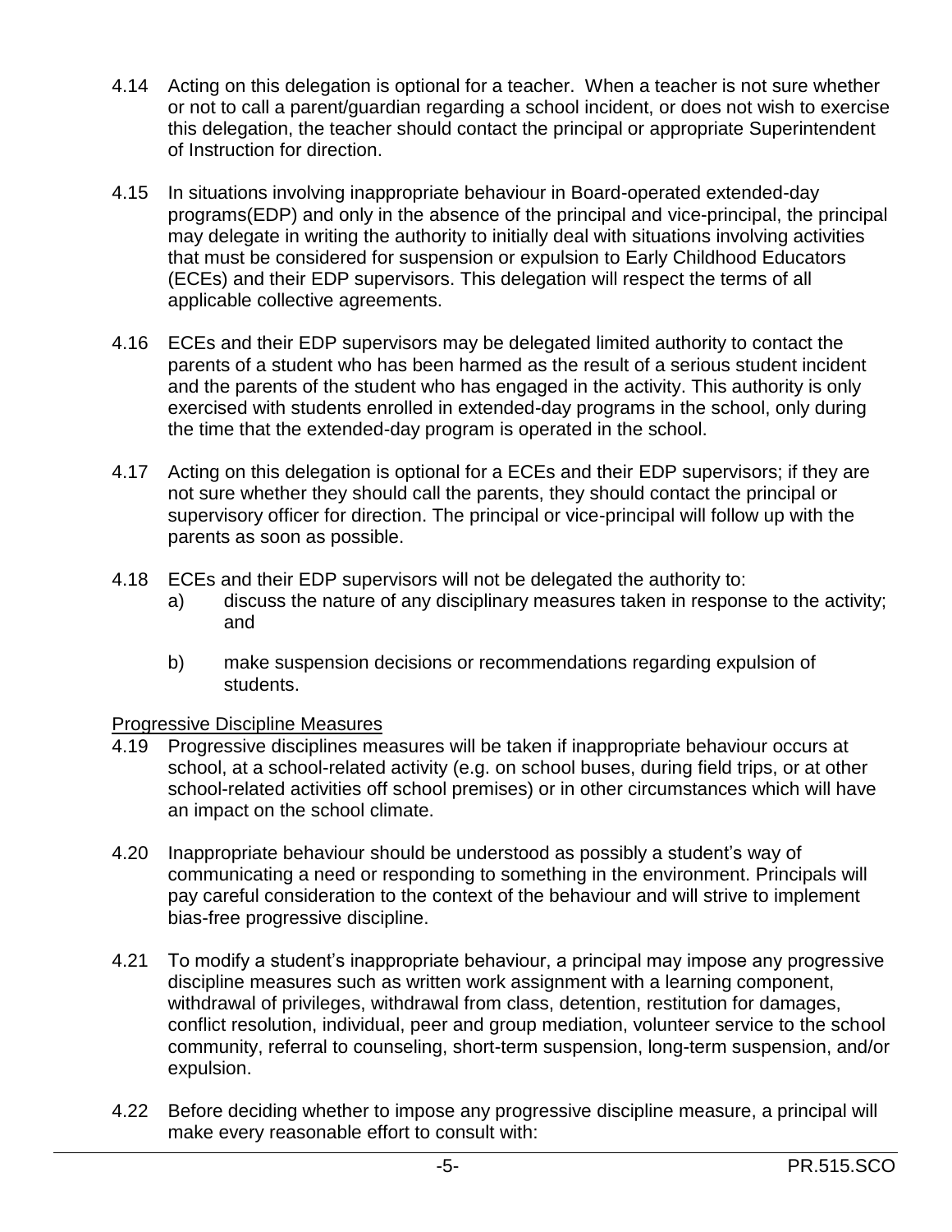4.14 Acting on this delegation is optional for a teacher. When a teacher is not sure whether or not to call a parent/guardian regarding a school incident, or does not wish to exercise this delegation, the teacher should contact the principal or appropriate Superintendent of Instruction for direction.

4.15 In situations involving inappropriate behaviour in Board-operated extended-day programs(EDP) and only in the absence of the principal and vice-principal, the principal may delegate in writing the authority to initially deal with situations involving activities that must be considered for suspension or expulsion to Early Childhood Educators (ECEs) and their EDP supervisors. This delegation will respect the terms of all applicable collective agreements.

4.16 ECEs and their EDP supervisors may be delegated limited authority to contact the parents of a student who has been harmed as the result of a serious student incident and the parents of the student who has engaged in the activity. This authority is only exercised with students enrolled in extended-day programs in the school, only during the time that the extended-day program is operated in the school.

4.17 Acting on this delegation is optional for a ECEs and their EDP supervisors; if they are not sure whether they should call the parents, they should contact the principal or supervisory officer for direction. The principal or vice-principal will follow up with the parents as soon as possible.

4.18 ECEs and their EDP supervisors will not be delegated the authority to:

a) discuss the nature of any disciplinary measures taken in response to the activity; and

b) make suspension decisions or recommendations regarding expulsion of students.

<u>Progressive Discipline Measures</u>

4.19 Progressive disciplines measures will be taken if inappropriate behaviour occurs at school, at a school-related activity (e.g. on school buses, during field trips, or at other school-related activities off school premises) or in other circumstances which will have an impact on the school climate.

4.20 Inappropriate behaviour should be understood as possibly a student's way of communicating a need or responding to something in the environment. Principals will pay careful consideration to the context of the behaviour and will strive to implement bias-free progressive discipline.

4.21 To modify a student's inappropriate behaviour, a principal may impose any progressive discipline measures such as written work assignment with a learning component, withdrawal of privileges, withdrawal from class, detention, restitution for damages, conflict resolution, individual, peer and group mediation, volunteer service to the school community, referral to counseling, short-term suspension, long-term suspension, and/or expulsion.

4.22 Before deciding whether to impose any progressive discipline measure, a principal will make every reasonable effort to consult with: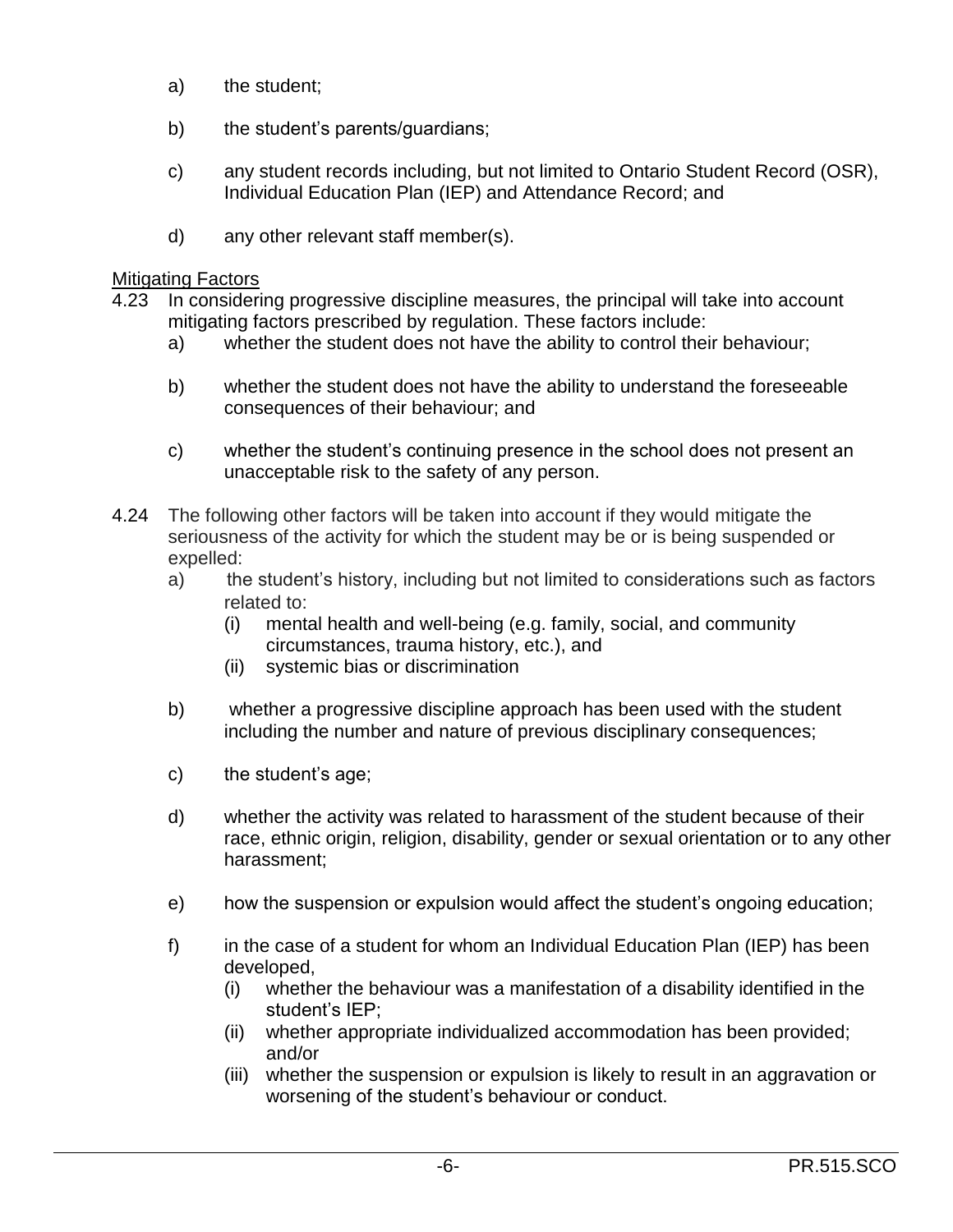a) the student;

b) the student's parents/guardians;

c) any student records including, but not limited to Ontario Student Record (OSR), Individual Education Plan (IEP) and Attendance Record; and

d) any other relevant staff member(s).

Mitigating Factors

4.23 In considering progressive discipline measures, the principal will take into account mitigating factors prescribed by regulation. These factors include:

a) whether the student does not have the ability to control their behaviour;

b) whether the student does not have the ability to understand the foreseeable consequences of their behaviour; and

c) whether the student's continuing presence in the school does not present an unacceptable risk to the safety of any person.

4.24 The following other factors will be taken into account if they would mitigate the seriousness of the activity for which the student may be or is being suspended or expelled:

a) the student's history, including but not limited to considerations such as factors related to:
   - (i) mental health and well-being (e.g. family, social, and community circumstances, trauma history, etc.), and
   - (ii) systemic bias or discrimination

b) whether a progressive discipline approach has been used with the student including the number and nature of previous disciplinary consequences;

c) the student's age;

d) whether the activity was related to harassment of the student because of their race, ethnic origin, religion, disability, gender or sexual orientation or to any other harassment;

e) how the suspension or expulsion would affect the student's ongoing education;

f) in the case of a student for whom an Individual Education Plan (IEP) has been developed,
   - (i) whether the behaviour was a manifestation of a disability identified in the student's IEP;
   - (ii) whether appropriate individualized accommodation has been provided; and/or
   - (iii) whether the suspension or expulsion is likely to result in an aggravation or worsening of the student's behaviour or conduct.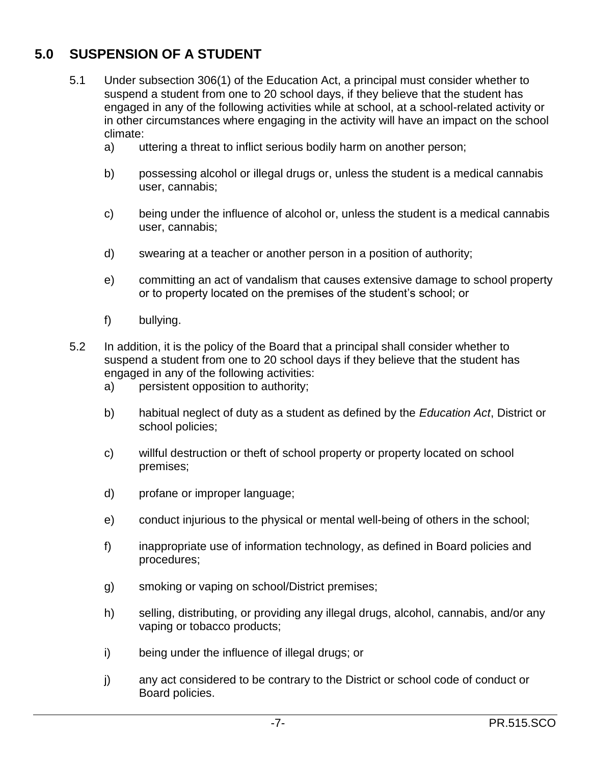## 5.0 SUSPENSION OF A STUDENT

5.1 Under subsection 306(1) of the Education Act, a principal must consider whether to suspend a student from one to 20 school days, if they believe that the student has engaged in any of the following activities while at school, at a school-related activity or in other circumstances where engaging in the activity will have an impact on the school climate:

a) uttering a threat to inflict serious bodily harm on another person;

b) possessing alcohol or illegal drugs or, unless the student is a medical cannabis user, cannabis;

c) being under the influence of alcohol or, unless the student is a medical cannabis user, cannabis;

d) swearing at a teacher or another person in a position of authority;

e) committing an act of vandalism that causes extensive damage to school property or to property located on the premises of the student's school; or

f) bullying.

5.2 In addition, it is the policy of the Board that a principal shall consider whether to suspend a student from one to 20 school days if they believe that the student has engaged in any of the following activities:

a) persistent opposition to authority;

b) habitual neglect of duty as a student as defined by the *Education Act*, District or school policies;

c) willful destruction or theft of school property or property located on school premises;

d) profane or improper language;

e) conduct injurious to the physical or mental well-being of others in the school;

f) inappropriate use of information technology, as defined in Board policies and procedures;

g) smoking or vaping on school/District premises;

h) selling, distributing, or providing any illegal drugs, alcohol, cannabis, and/or any vaping or tobacco products;

i) being under the influence of illegal drugs; or

j) any act considered to be contrary to the District or school code of conduct or Board policies.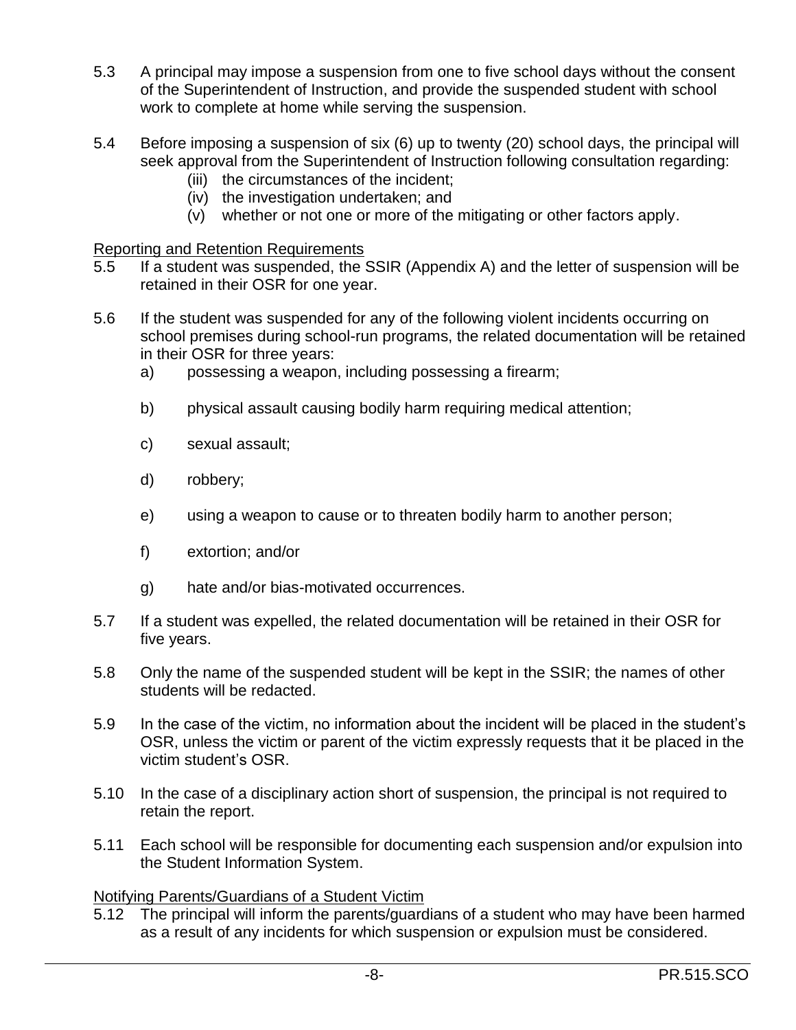5.3 A principal may impose a suspension from one to five school days without the consent of the Superintendent of Instruction, and provide the suspended student with school work to complete at home while serving the suspension.

5.4 Before imposing a suspension of six (6) up to twenty (20) school days, the principal will seek approval from the Superintendent of Instruction following consultation regarding:
   - (iii) the circumstances of the incident;
   - (iv) the investigation undertaken; and
   - (v) whether or not one or more of the mitigating or other factors apply.

Reporting and Retention Requirements

5.5 If a student was suspended, the SSIR (Appendix A) and the letter of suspension will be retained in their OSR for one year.

5.6 If the student was suspended for any of the following violent incidents occurring on school premises during school-run programs, the related documentation will be retained in their OSR for three years:
   - a) possessing a weapon, including possessing a firearm;
   - b) physical assault causing bodily harm requiring medical attention;
   - c) sexual assault;
   - d) robbery;
   - e) using a weapon to cause or to threaten bodily harm to another person;
   - f) extortion; and/or
   - g) hate and/or bias-motivated occurrences.

5.7 If a student was expelled, the related documentation will be retained in their OSR for five years.

5.8 Only the name of the suspended student will be kept in the SSIR; the names of other students will be redacted.

5.9 In the case of the victim, no information about the incident will be placed in the student's OSR, unless the victim or parent of the victim expressly requests that it be placed in the victim student's OSR.

5.10 In the case of a disciplinary action short of suspension, the principal is not required to retain the report.

5.11 Each school will be responsible for documenting each suspension and/or expulsion into the Student Information System.

Notifying Parents/Guardians of a Student Victim

5.12 The principal will inform the parents/guardians of a student who may have been harmed as a result of any incidents for which suspension or expulsion must be considered.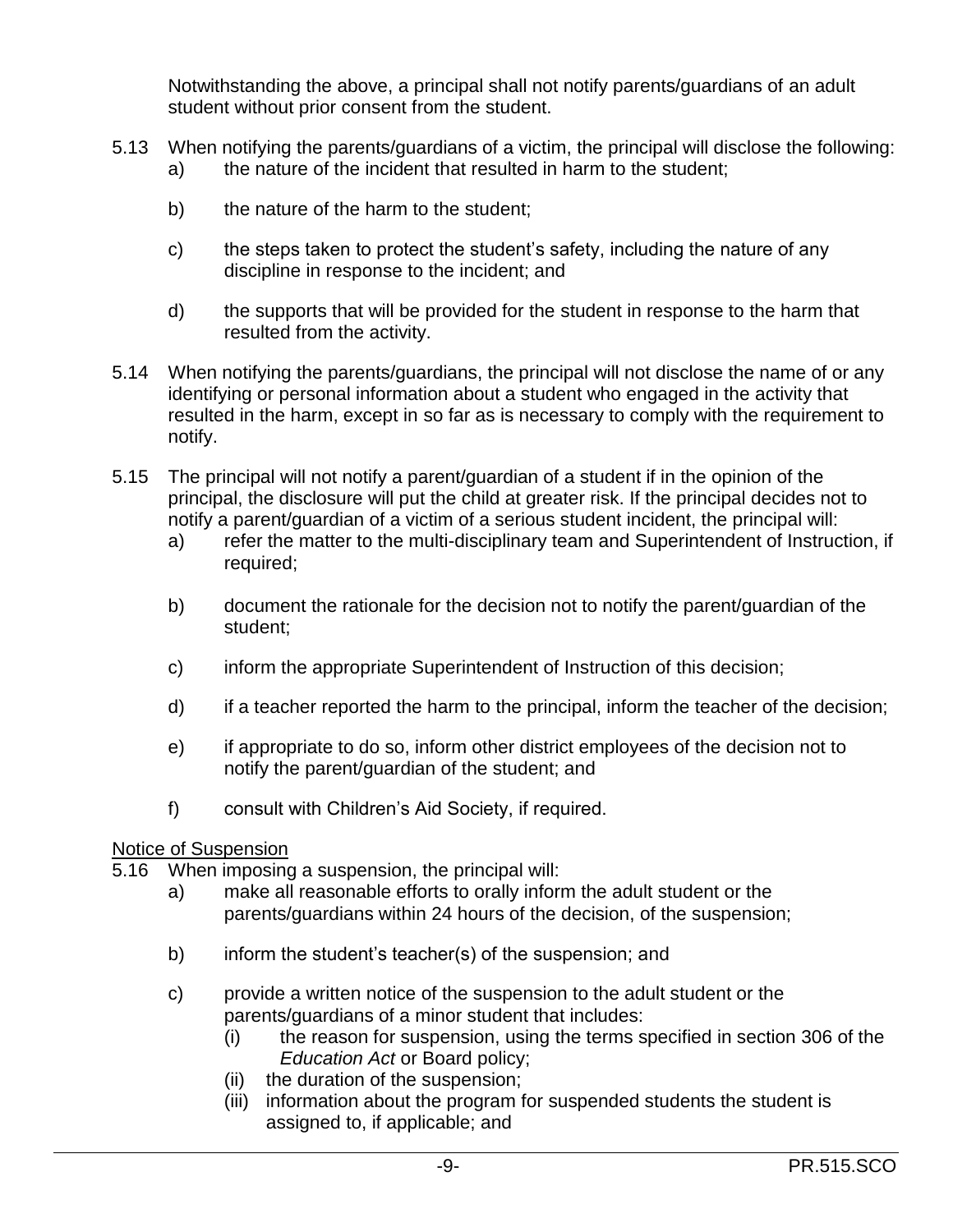Notwithstanding the above, a principal shall not notify parents/guardians of an adult student without prior consent from the student.

5.13 When notifying the parents/guardians of a victim, the principal will disclose the following:
   a) the nature of the incident that resulted in harm to the student;
   b) the nature of the harm to the student;
   c) the steps taken to protect the student's safety, including the nature of any discipline in response to the incident; and
   d) the supports that will be provided for the student in response to the harm that resulted from the activity.

5.14 When notifying the parents/guardians, the principal will not disclose the name of or any identifying or personal information about a student who engaged in the activity that resulted in the harm, except in so far as is necessary to comply with the requirement to notify.

5.15 The principal will not notify a parent/guardian of a student if in the opinion of the principal, the disclosure will put the child at greater risk. If the principal decides not to notify a parent/guardian of a victim of a serious student incident, the principal will:
   a) refer the matter to the multi-disciplinary team and Superintendent of Instruction, if required;
   b) document the rationale for the decision not to notify the parent/guardian of the student;
   c) inform the appropriate Superintendent of Instruction of this decision;
   d) if a teacher reported the harm to the principal, inform the teacher of the decision;
   e) if appropriate to do so, inform other district employees of the decision not to notify the parent/guardian of the student; and
   f) consult with Children's Aid Society, if required.

<u>Notice of Suspension</u>

5.16 When imposing a suspension, the principal will:
   a) make all reasonable efforts to orally inform the adult student or the parents/guardians within 24 hours of the decision, of the suspension;
   b) inform the student's teacher(s) of the suspension; and
   c) provide a written notice of the suspension to the adult student or the parents/guardians of a minor student that includes:
      (i) the reason for suspension, using the terms specified in section 306 of the *Education Act* or Board policy;
      (ii) the duration of the suspension;
      (iii) information about the program for suspended students the student is assigned to, if applicable; and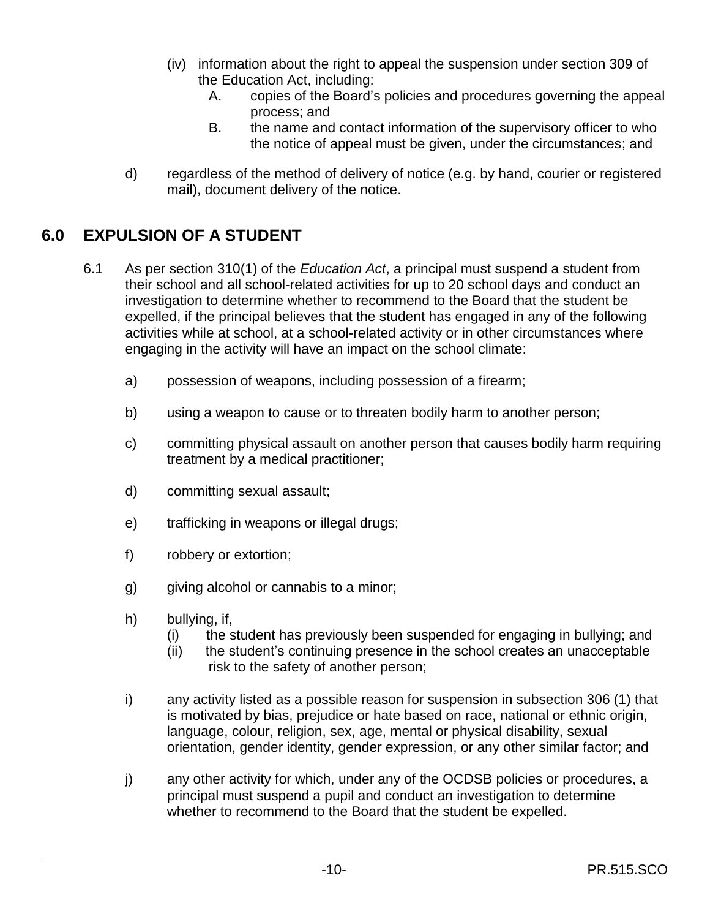(iv) information about the right to appeal the suspension under section 309 of the Education Act, including:

A. copies of the Board's policies and procedures governing the appeal process; and

B. the name and contact information of the supervisory officer to who the notice of appeal must be given, under the circumstances; and

d) regardless of the method of delivery of notice (e.g. by hand, courier or registered mail), document delivery of the notice.

## 6.0 EXPULSION OF A STUDENT

6.1 As per section 310(1) of the *Education Act*, a principal must suspend a student from their school and all school-related activities for up to 20 school days and conduct an investigation to determine whether to recommend to the Board that the student be expelled, if the principal believes that the student has engaged in any of the following activities while at school, at a school-related activity or in other circumstances where engaging in the activity will have an impact on the school climate:

a) possession of weapons, including possession of a firearm;

b) using a weapon to cause or to threaten bodily harm to another person;

c) committing physical assault on another person that causes bodily harm requiring treatment by a medical practitioner;

d) committing sexual assault;

e) trafficking in weapons or illegal drugs;

f) robbery or extortion;

g) giving alcohol or cannabis to a minor;

h) bullying, if,

(i) the student has previously been suspended for engaging in bullying; and

(ii) the student's continuing presence in the school creates an unacceptable risk to the safety of another person;

i) any activity listed as a possible reason for suspension in subsection 306 (1) that is motivated by bias, prejudice or hate based on race, national or ethnic origin, language, colour, religion, sex, age, mental or physical disability, sexual orientation, gender identity, gender expression, or any other similar factor; and

j) any other activity for which, under any of the OCDSB policies or procedures, a principal must suspend a pupil and conduct an investigation to determine whether to recommend to the Board that the student be expelled.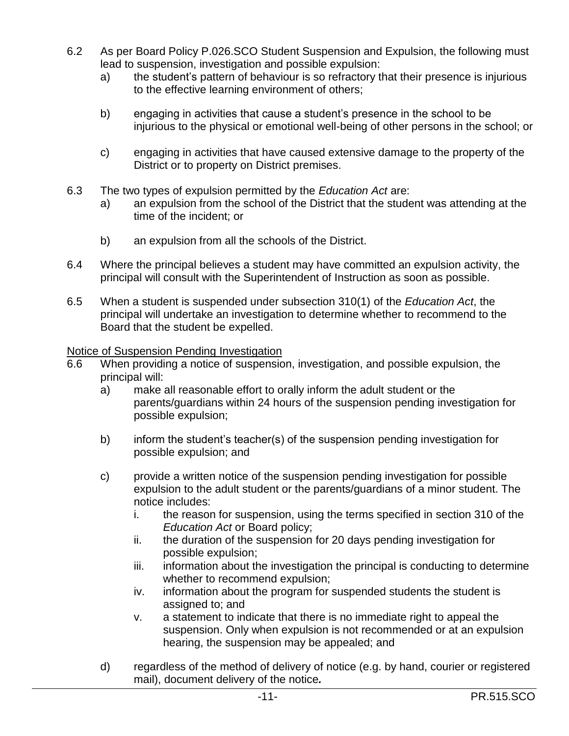6.2 As per Board Policy P.026.SCO Student Suspension and Expulsion, the following must lead to suspension, investigation and possible expulsion:

   a) the student's pattern of behaviour is so refractory that their presence is injurious to the effective learning environment of others;

   b) engaging in activities that cause a student's presence in the school to be injurious to the physical or emotional well-being of other persons in the school; or

   c) engaging in activities that have caused extensive damage to the property of the District or to property on District premises.

6.3 The two types of expulsion permitted by the *Education Act* are:

   a) an expulsion from the school of the District that the student was attending at the time of the incident; or

   b) an expulsion from all the schools of the District.

6.4 Where the principal believes a student may have committed an expulsion activity, the principal will consult with the Superintendent of Instruction as soon as possible.

6.5 When a student is suspended under subsection 310(1) of the *Education Act*, the principal will undertake an investigation to determine whether to recommend to the Board that the student be expelled.

<u>Notice of Suspension Pending Investigation</u>

6.6 When providing a notice of suspension, investigation, and possible expulsion, the principal will:

   a) make all reasonable effort to orally inform the adult student or the parents/guardians within 24 hours of the suspension pending investigation for possible expulsion;

   b) inform the student's teacher(s) of the suspension pending investigation for possible expulsion; and

   c) provide a written notice of the suspension pending investigation for possible expulsion to the adult student or the parents/guardians of a minor student. The notice includes:

      i. the reason for suspension, using the terms specified in section 310 of the *Education Act* or Board policy;
      ii. the duration of the suspension for 20 days pending investigation for possible expulsion;
      iii. information about the investigation the principal is conducting to determine whether to recommend expulsion;
      iv. information about the program for suspended students the student is assigned to; and
      v. a statement to indicate that there is no immediate right to appeal the suspension. Only when expulsion is not recommended or at an expulsion hearing, the suspension may be appealed; and

   d) regardless of the method of delivery of notice (e.g. by hand, courier or registered mail), document delivery of the notice***.***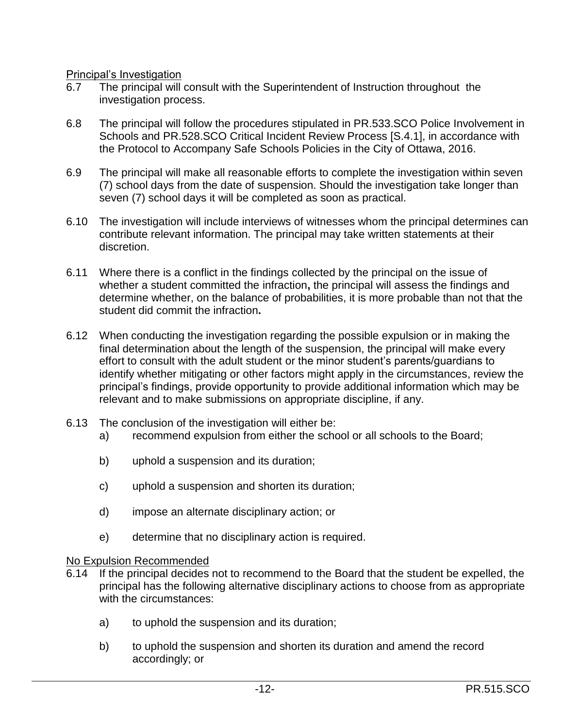Principal's Investigation

6.7 The principal will consult with the Superintendent of Instruction throughout the investigation process.

6.8 The principal will follow the procedures stipulated in PR.533.SCO Police Involvement in Schools and PR.528.SCO Critical Incident Review Process [S.4.1], in accordance with the Protocol to Accompany Safe Schools Policies in the City of Ottawa, 2016.

6.9 The principal will make all reasonable efforts to complete the investigation within seven (7) school days from the date of suspension. Should the investigation take longer than seven (7) school days it will be completed as soon as practical.

6.10 The investigation will include interviews of witnesses whom the principal determines can contribute relevant information. The principal may take written statements at their discretion.

6.11 Where there is a conflict in the findings collected by the principal on the issue of whether a student committed the infraction**,** the principal will assess the findings and determine whether, on the balance of probabilities, it is more probable than not that the student did commit the infraction**.**

6.12 When conducting the investigation regarding the possible expulsion or in making the final determination about the length of the suspension, the principal will make every effort to consult with the adult student or the minor student's parents/guardians to identify whether mitigating or other factors might apply in the circumstances, review the principal's findings, provide opportunity to provide additional information which may be relevant and to make submissions on appropriate discipline, if any.

6.13 The conclusion of the investigation will either be:

a) recommend expulsion from either the school or all schools to the Board;

b) uphold a suspension and its duration;

c) uphold a suspension and shorten its duration;

d) impose an alternate disciplinary action; or

e) determine that no disciplinary action is required.

No Expulsion Recommended

6.14 If the principal decides not to recommend to the Board that the student be expelled, the principal has the following alternative disciplinary actions to choose from as appropriate with the circumstances:

a) to uphold the suspension and its duration;

b) to uphold the suspension and shorten its duration and amend the record accordingly; or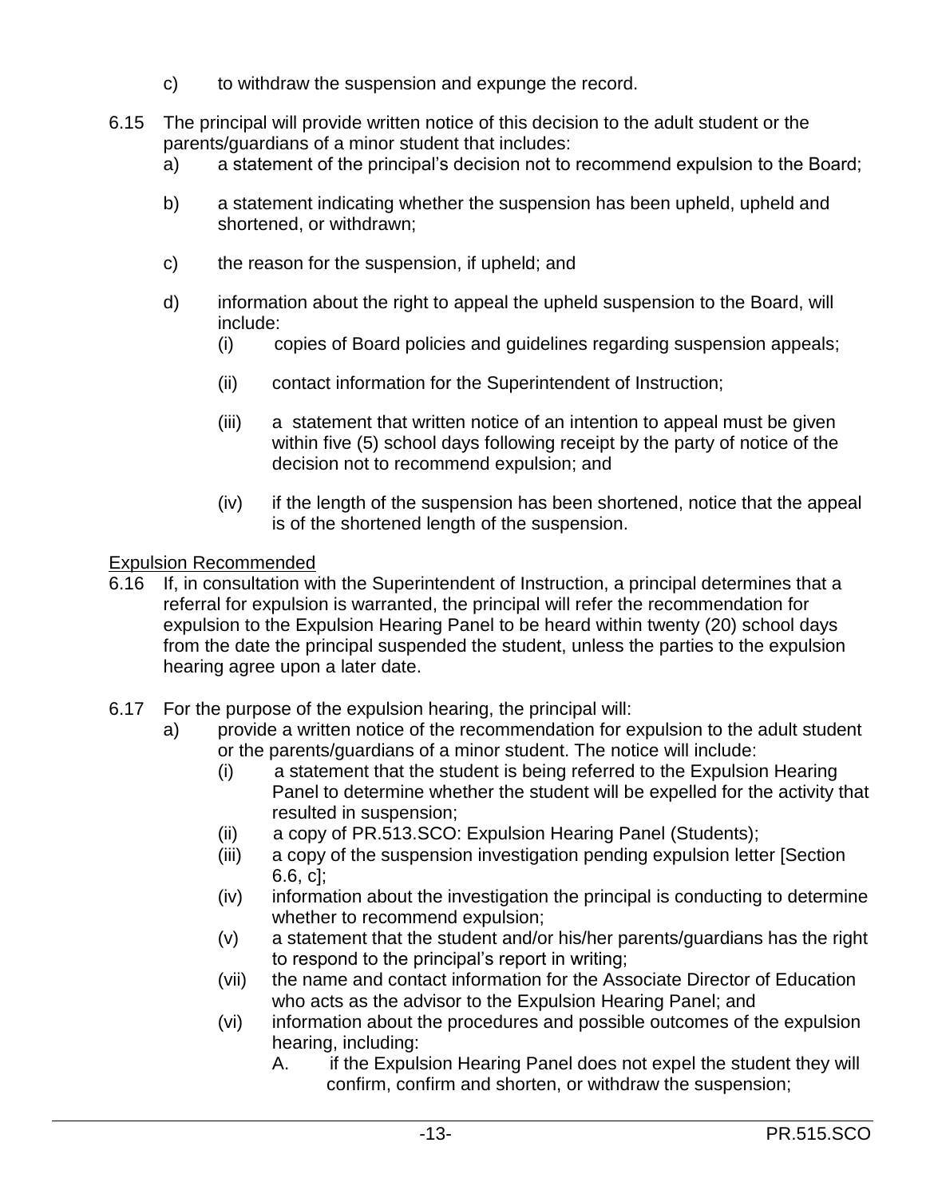c) to withdraw the suspension and expunge the record.

6.15 The principal will provide written notice of this decision to the adult student or the parents/guardians of a minor student that includes:

a) a statement of the principal's decision not to recommend expulsion to the Board;

b) a statement indicating whether the suspension has been upheld, upheld and shortened, or withdrawn;

c) the reason for the suspension, if upheld; and

d) information about the right to appeal the upheld suspension to the Board, will include:

(i) copies of Board policies and guidelines regarding suspension appeals;

(ii) contact information for the Superintendent of Instruction;

(iii) a statement that written notice of an intention to appeal must be given within five (5) school days following receipt by the party of notice of the decision not to recommend expulsion; and

(iv) if the length of the suspension has been shortened, notice that the appeal is of the shortened length of the suspension.

<u>Expulsion Recommended</u>

6.16 If, in consultation with the Superintendent of Instruction, a principal determines that a referral for expulsion is warranted, the principal will refer the recommendation for expulsion to the Expulsion Hearing Panel to be heard within twenty (20) school days from the date the principal suspended the student, unless the parties to the expulsion hearing agree upon a later date.

6.17 For the purpose of the expulsion hearing, the principal will:

a) provide a written notice of the recommendation for expulsion to the adult student or the parents/guardians of a minor student. The notice will include:

(i) a statement that the student is being referred to the Expulsion Hearing Panel to determine whether the student will be expelled for the activity that resulted in suspension;

(ii) a copy of PR.513.SCO: Expulsion Hearing Panel (Students);

(iii) a copy of the suspension investigation pending expulsion letter [Section 6.6, c];

(iv) information about the investigation the principal is conducting to determine whether to recommend expulsion;

(v) a statement that the student and/or his/her parents/guardians has the right to respond to the principal's report in writing;

(vii) the name and contact information for the Associate Director of Education who acts as the advisor to the Expulsion Hearing Panel; and

(vi) information about the procedures and possible outcomes of the expulsion hearing, including:

A. if the Expulsion Hearing Panel does not expel the student they will confirm, confirm and shorten, or withdraw the suspension;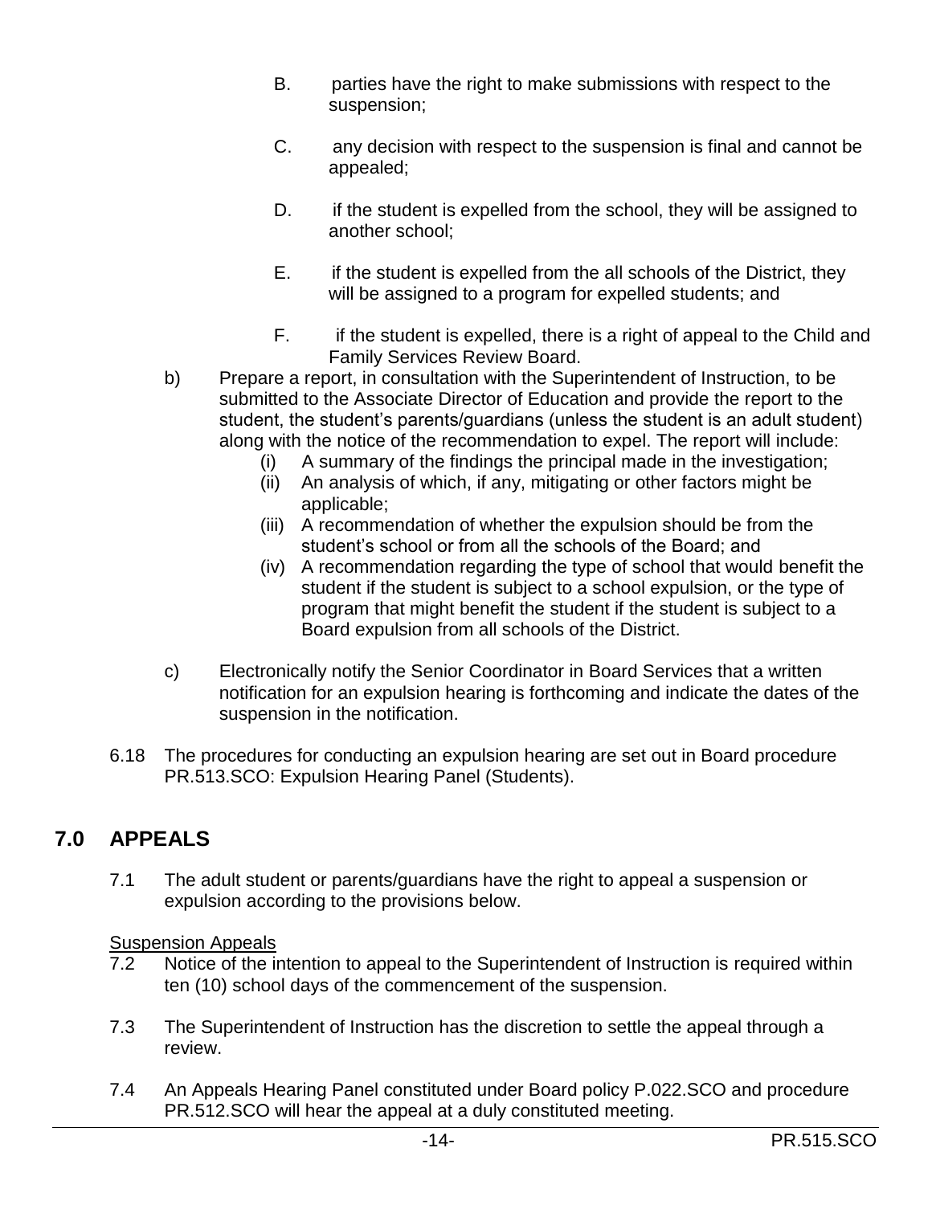B. parties have the right to make submissions with respect to the suspension;

C. any decision with respect to the suspension is final and cannot be appealed;

D. if the student is expelled from the school, they will be assigned to another school;

E. if the student is expelled from the all schools of the District, they will be assigned to a program for expelled students; and

F. if the student is expelled, there is a right of appeal to the Child and Family Services Review Board.

b) Prepare a report, in consultation with the Superintendent of Instruction, to be submitted to the Associate Director of Education and provide the report to the student, the student's parents/guardians (unless the student is an adult student) along with the notice of the recommendation to expel. The report will include:
   (i) A summary of the findings the principal made in the investigation;
   (ii) An analysis of which, if any, mitigating or other factors might be applicable;
   (iii) A recommendation of whether the expulsion should be from the student's school or from all the schools of the Board; and
   (iv) A recommendation regarding the type of school that would benefit the student if the student is subject to a school expulsion, or the type of program that might benefit the student if the student is subject to a Board expulsion from all schools of the District.

c) Electronically notify the Senior Coordinator in Board Services that a written notification for an expulsion hearing is forthcoming and indicate the dates of the suspension in the notification.

6.18 The procedures for conducting an expulsion hearing are set out in Board procedure PR.513.SCO: Expulsion Hearing Panel (Students).

## 7.0 APPEALS

7.1 The adult student or parents/guardians have the right to appeal a suspension or expulsion according to the provisions below.

<u>Suspension Appeals</u>

7.2 Notice of the intention to appeal to the Superintendent of Instruction is required within ten (10) school days of the commencement of the suspension.

7.3 The Superintendent of Instruction has the discretion to settle the appeal through a review.

7.4 An Appeals Hearing Panel constituted under Board policy P.022.SCO and procedure PR.512.SCO will hear the appeal at a duly constituted meeting.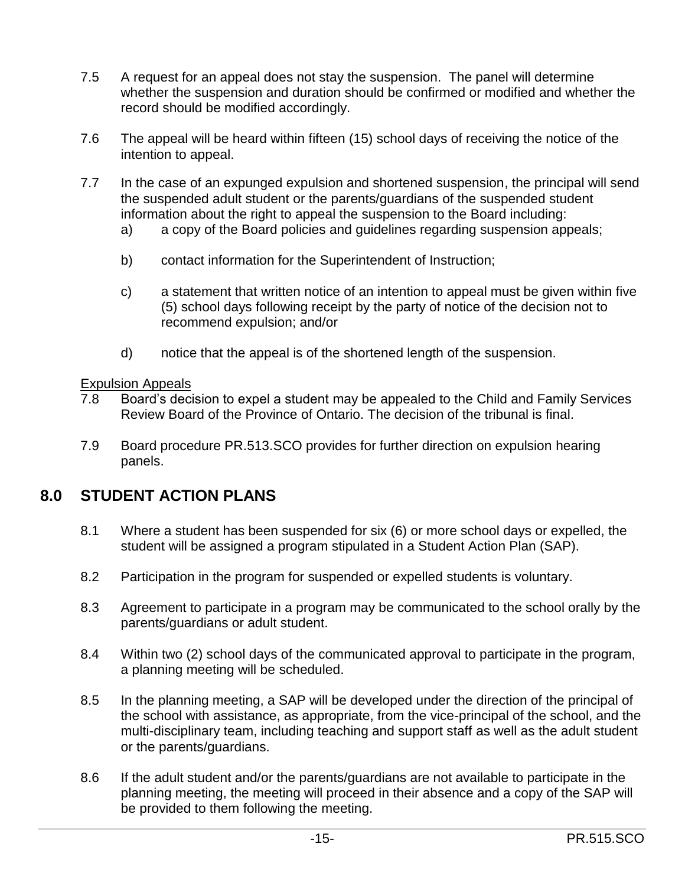7.5 A request for an appeal does not stay the suspension. The panel will determine whether the suspension and duration should be confirmed or modified and whether the record should be modified accordingly.

7.6 The appeal will be heard within fifteen (15) school days of receiving the notice of the intention to appeal.

7.7 In the case of an expunged expulsion and shortened suspension, the principal will send the suspended adult student or the parents/guardians of the suspended student information about the right to appeal the suspension to the Board including:

a) a copy of the Board policies and guidelines regarding suspension appeals;

b) contact information for the Superintendent of Instruction;

c) a statement that written notice of an intention to appeal must be given within five (5) school days following receipt by the party of notice of the decision not to recommend expulsion; and/or

d) notice that the appeal is of the shortened length of the suspension.

<u>Expulsion Appeals</u>

7.8 Board's decision to expel a student may be appealed to the Child and Family Services Review Board of the Province of Ontario. The decision of the tribunal is final.

7.9 Board procedure PR.513.SCO provides for further direction on expulsion hearing panels.

## 8.0 STUDENT ACTION PLANS

8.1 Where a student has been suspended for six (6) or more school days or expelled, the student will be assigned a program stipulated in a Student Action Plan (SAP).

8.2 Participation in the program for suspended or expelled students is voluntary.

8.3 Agreement to participate in a program may be communicated to the school orally by the parents/guardians or adult student.

8.4 Within two (2) school days of the communicated approval to participate in the program, a planning meeting will be scheduled.

8.5 In the planning meeting, a SAP will be developed under the direction of the principal of the school with assistance, as appropriate, from the vice-principal of the school, and the multi-disciplinary team, including teaching and support staff as well as the adult student or the parents/guardians.

8.6 If the adult student and/or the parents/guardians are not available to participate in the planning meeting, the meeting will proceed in their absence and a copy of the SAP will be provided to them following the meeting.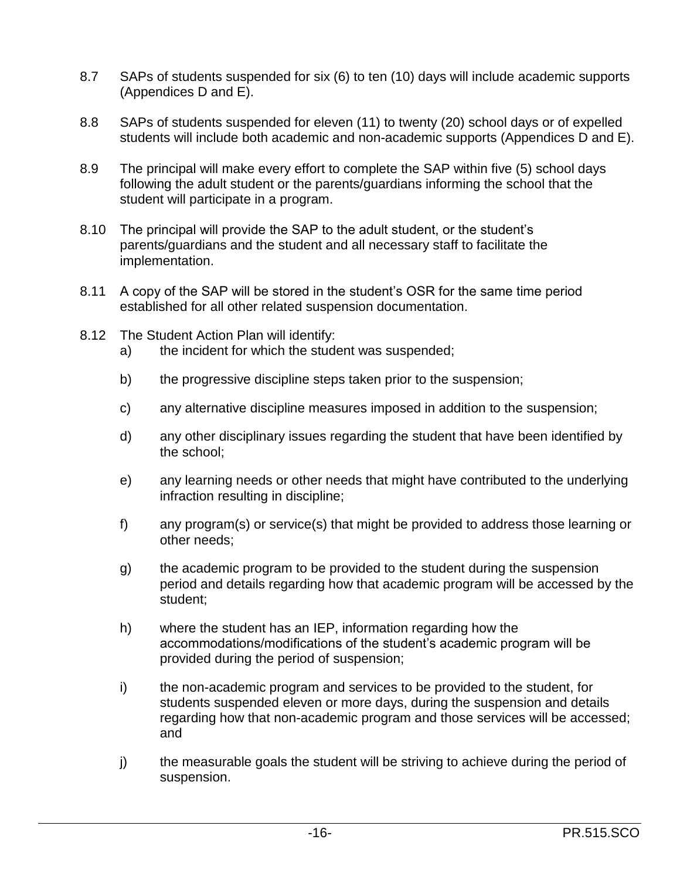8.7 SAPs of students suspended for six (6) to ten (10) days will include academic supports (Appendices D and E).

8.8 SAPs of students suspended for eleven (11) to twenty (20) school days or of expelled students will include both academic and non-academic supports (Appendices D and E).

8.9 The principal will make every effort to complete the SAP within five (5) school days following the adult student or the parents/guardians informing the school that the student will participate in a program.

8.10 The principal will provide the SAP to the adult student, or the student's parents/guardians and the student and all necessary staff to facilitate the implementation.

8.11 A copy of the SAP will be stored in the student's OSR for the same time period established for all other related suspension documentation.

8.12 The Student Action Plan will identify:

a) the incident for which the student was suspended;

b) the progressive discipline steps taken prior to the suspension;

c) any alternative discipline measures imposed in addition to the suspension;

d) any other disciplinary issues regarding the student that have been identified by the school;

e) any learning needs or other needs that might have contributed to the underlying infraction resulting in discipline;

f) any program(s) or service(s) that might be provided to address those learning or other needs;

g) the academic program to be provided to the student during the suspension period and details regarding how that academic program will be accessed by the student;

h) where the student has an IEP, information regarding how the accommodations/modifications of the student's academic program will be provided during the period of suspension;

i) the non-academic program and services to be provided to the student, for students suspended eleven or more days, during the suspension and details regarding how that non-academic program and those services will be accessed; and

j) the measurable goals the student will be striving to achieve during the period of suspension.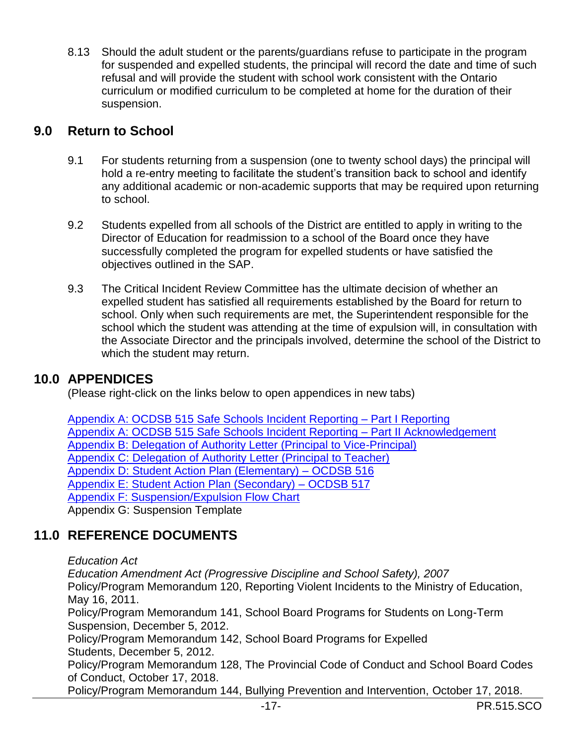8.13 Should the adult student or the parents/guardians refuse to participate in the program for suspended and expelled students, the principal will record the date and time of such refusal and will provide the student with school work consistent with the Ontario curriculum or modified curriculum to be completed at home for the duration of their suspension.

## 9.0 Return to School

9.1 For students returning from a suspension (one to twenty school days) the principal will hold a re-entry meeting to facilitate the student's transition back to school and identify any additional academic or non-academic supports that may be required upon returning to school.

9.2 Students expelled from all schools of the District are entitled to apply in writing to the Director of Education for readmission to a school of the Board once they have successfully completed the program for expelled students or have satisfied the objectives outlined in the SAP.

9.3 The Critical Incident Review Committee has the ultimate decision of whether an expelled student has satisfied all requirements established by the Board for return to school. Only when such requirements are met, the Superintendent responsible for the school which the student was attending at the time of expulsion will, in consultation with the Associate Director and the principals involved, determine the school of the District to which the student may return.

## 10.0 APPENDICES

(Please right-click on the links below to open appendices in new tabs)

Appendix A: OCDSB 515 Safe Schools Incident Reporting – Part I Reporting
Appendix A: OCDSB 515 Safe Schools Incident Reporting – Part II Acknowledgement
Appendix B: Delegation of Authority Letter (Principal to Vice-Principal)
Appendix C: Delegation of Authority Letter (Principal to Teacher)
Appendix D: Student Action Plan (Elementary) – OCDSB 516
Appendix E: Student Action Plan (Secondary) – OCDSB 517
Appendix F: Suspension/Expulsion Flow Chart
Appendix G: Suspension Template

## 11.0 REFERENCE DOCUMENTS

*Education Act*
*Education Amendment Act (Progressive Discipline and School Safety), 2007*
Policy/Program Memorandum 120, Reporting Violent Incidents to the Ministry of Education, May 16, 2011.
Policy/Program Memorandum 141, School Board Programs for Students on Long-Term Suspension, December 5, 2012.
Policy/Program Memorandum 142, School Board Programs for Expelled Students, December 5, 2012.
Policy/Program Memorandum 128, The Provincial Code of Conduct and School Board Codes of Conduct, October 17, 2018.
Policy/Program Memorandum 144, Bullying Prevention and Intervention, October 17, 2018.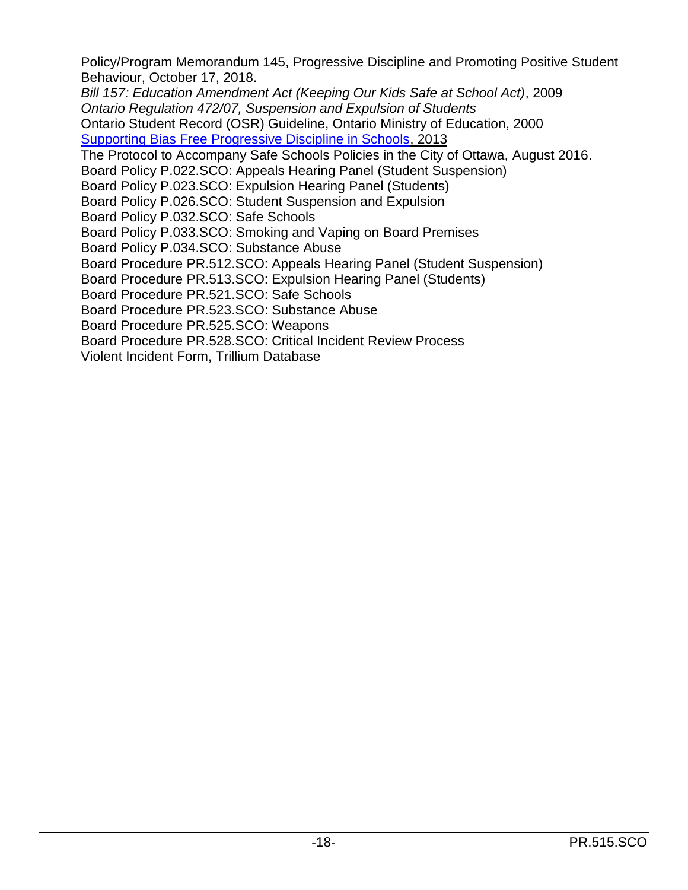Policy/Program Memorandum 145, Progressive Discipline and Promoting Positive Student Behaviour, October 17, 2018.

*Bill 157: Education Amendment Act (Keeping Our Kids Safe at School Act)*, 2009

*Ontario Regulation 472/07, Suspension and Expulsion of Students*

Ontario Student Record (OSR) Guideline, Ontario Ministry of Education, 2000

Supporting Bias Free Progressive Discipline in Schools, 2013

The Protocol to Accompany Safe Schools Policies in the City of Ottawa, August 2016.

Board Policy P.022.SCO: Appeals Hearing Panel (Student Suspension)

Board Policy P.023.SCO: Expulsion Hearing Panel (Students)

Board Policy P.026.SCO: Student Suspension and Expulsion

Board Policy P.032.SCO: Safe Schools

Board Policy P.033.SCO: Smoking and Vaping on Board Premises

Board Policy P.034.SCO: Substance Abuse

Board Procedure PR.512.SCO: Appeals Hearing Panel (Student Suspension)

Board Procedure PR.513.SCO: Expulsion Hearing Panel (Students)

Board Procedure PR.521.SCO: Safe Schools

Board Procedure PR.523.SCO: Substance Abuse

Board Procedure PR.525.SCO: Weapons

Board Procedure PR.528.SCO: Critical Incident Review Process

Violent Incident Form, Trillium Database